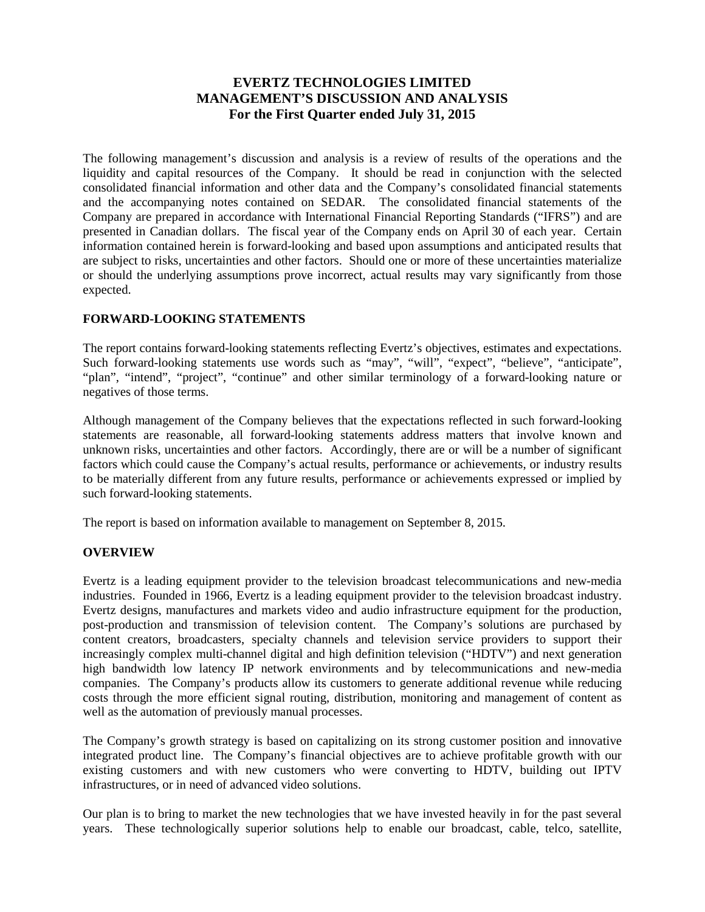# EVERTZ TECHNOLOGIES LIMITED
# MANAGEMENT'S DISCUSSION AND ANALYSIS
# For the First Quarter ended July 31, 2015

The following management's discussion and analysis is a review of results of the operations and the liquidity and capital resources of the Company. It should be read in conjunction with the selected consolidated financial information and other data and the Company's consolidated financial statements and the accompanying notes contained on SEDAR. The consolidated financial statements of the Company are prepared in accordance with International Financial Reporting Standards ("IFRS") and are presented in Canadian dollars. The fiscal year of the Company ends on April 30 of each year. Certain information contained herein is forward-looking and based upon assumptions and anticipated results that are subject to risks, uncertainties and other factors. Should one or more of these uncertainties materialize or should the underlying assumptions prove incorrect, actual results may vary significantly from those expected.

## FORWARD-LOOKING STATEMENTS

The report contains forward-looking statements reflecting Evertz's objectives, estimates and expectations. Such forward-looking statements use words such as "may", "will", "expect", "believe", "anticipate", "plan", "intend", "project", "continue" and other similar terminology of a forward-looking nature or negatives of those terms.

Although management of the Company believes that the expectations reflected in such forward-looking statements are reasonable, all forward-looking statements address matters that involve known and unknown risks, uncertainties and other factors. Accordingly, there are or will be a number of significant factors which could cause the Company's actual results, performance or achievements, or industry results to be materially different from any future results, performance or achievements expressed or implied by such forward-looking statements.

The report is based on information available to management on September 8, 2015.

## OVERVIEW

Evertz is a leading equipment provider to the television broadcast telecommunications and new-media industries. Founded in 1966, Evertz is a leading equipment provider to the television broadcast industry. Evertz designs, manufactures and markets video and audio infrastructure equipment for the production, post-production and transmission of television content. The Company's solutions are purchased by content creators, broadcasters, specialty channels and television service providers to support their increasingly complex multi-channel digital and high definition television ("HDTV") and next generation high bandwidth low latency IP network environments and by telecommunications and new-media companies. The Company's products allow its customers to generate additional revenue while reducing costs through the more efficient signal routing, distribution, monitoring and management of content as well as the automation of previously manual processes.

The Company's growth strategy is based on capitalizing on its strong customer position and innovative integrated product line. The Company's financial objectives are to achieve profitable growth with our existing customers and with new customers who were converting to HDTV, building out IPTV infrastructures, or in need of advanced video solutions.

Our plan is to bring to market the new technologies that we have invested heavily in for the past several years. These technologically superior solutions help to enable our broadcast, cable, telco, satellite,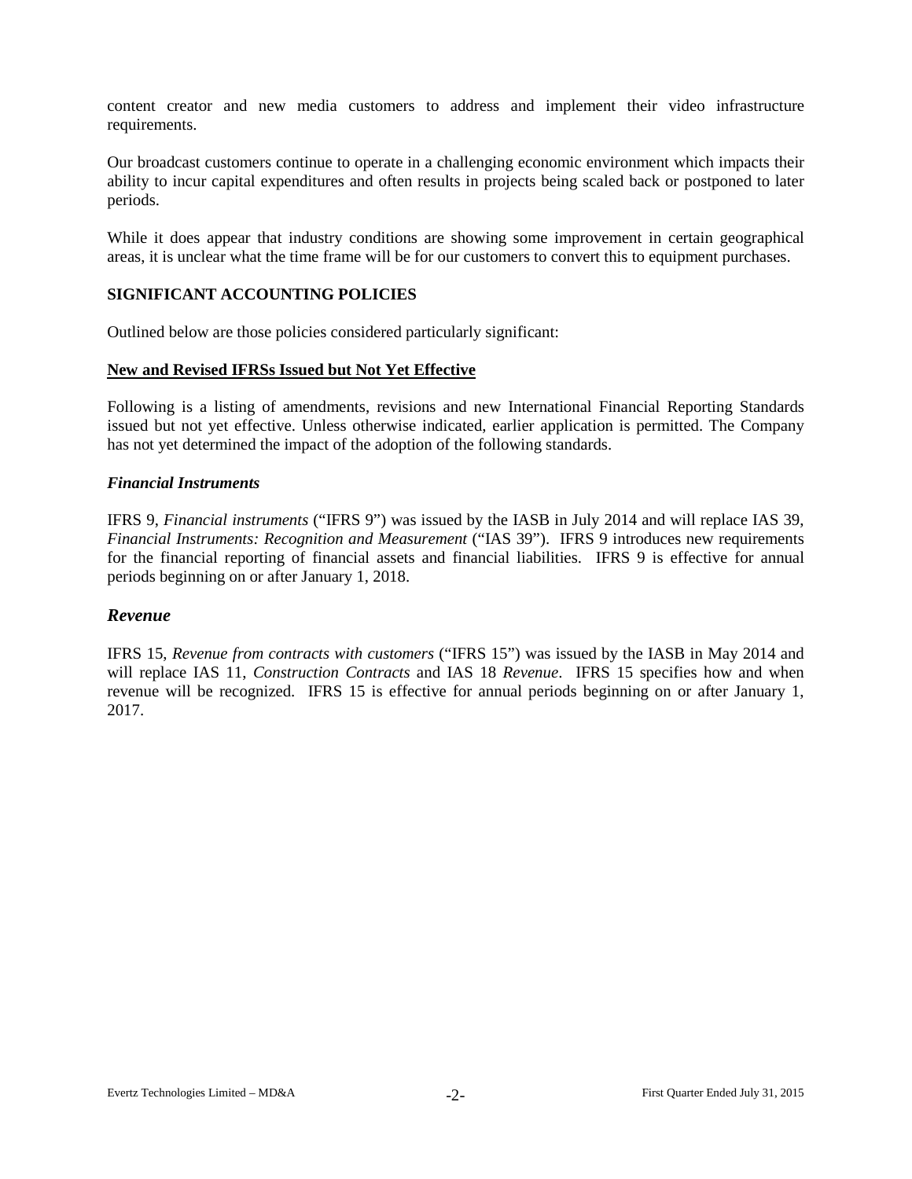content creator and new media customers to address and implement their video infrastructure requirements.

Our broadcast customers continue to operate in a challenging economic environment which impacts their ability to incur capital expenditures and often results in projects being scaled back or postponed to later periods.

While it does appear that industry conditions are showing some improvement in certain geographical areas, it is unclear what the time frame will be for our customers to convert this to equipment purchases.

## SIGNIFICANT ACCOUNTING POLICIES

Outlined below are those policies considered particularly significant:

### New and Revised IFRSs Issued but Not Yet Effective

Following is a listing of amendments, revisions and new International Financial Reporting Standards issued but not yet effective. Unless otherwise indicated, earlier application is permitted. The Company has not yet determined the impact of the adoption of the following standards.

#### *Financial Instruments*

IFRS 9, *Financial instruments* ("IFRS 9") was issued by the IASB in July 2014 and will replace IAS 39, *Financial Instruments: Recognition and Measurement* ("IAS 39"). IFRS 9 introduces new requirements for the financial reporting of financial assets and financial liabilities. IFRS 9 is effective for annual periods beginning on or after January 1, 2018.

#### *Revenue*

IFRS 15, *Revenue from contracts with customers* ("IFRS 15") was issued by the IASB in May 2014 and will replace IAS 11, *Construction Contracts* and IAS 18 *Revenue*. IFRS 15 specifies how and when revenue will be recognized. IFRS 15 is effective for annual periods beginning on or after January 1, 2017.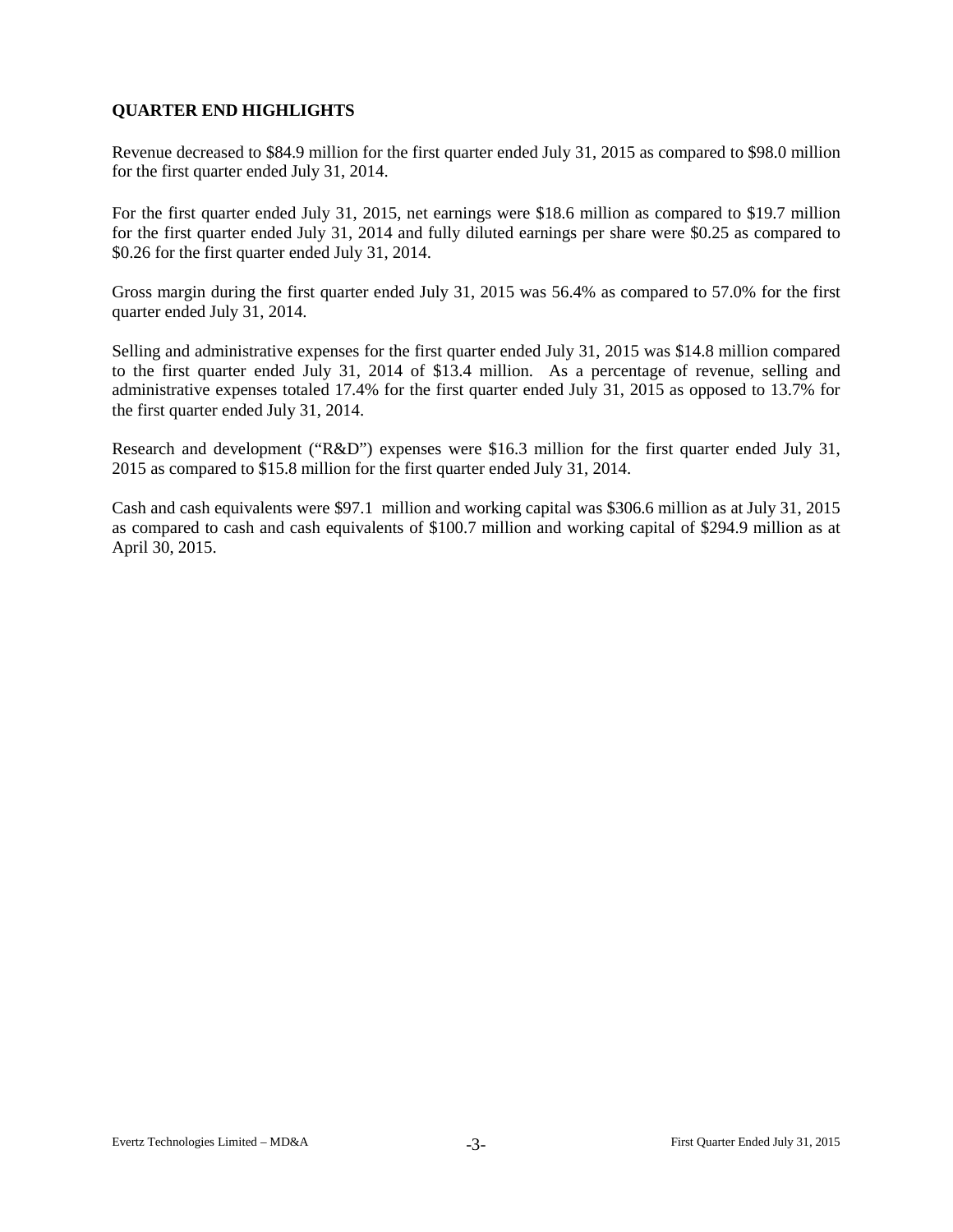## QUARTER END HIGHLIGHTS

Revenue decreased to $84.9 million for the first quarter ended July 31, 2015 as compared to $98.0 million for the first quarter ended July 31, 2014.

For the first quarter ended July 31, 2015, net earnings were $18.6 million as compared to $19.7 million for the first quarter ended July 31, 2014 and fully diluted earnings per share were $0.25 as compared to $0.26 for the first quarter ended July 31, 2014.

Gross margin during the first quarter ended July 31, 2015 was 56.4% as compared to 57.0% for the first quarter ended July 31, 2014.

Selling and administrative expenses for the first quarter ended July 31, 2015 was $14.8 million compared to the first quarter ended July 31, 2014 of $13.4 million. As a percentage of revenue, selling and administrative expenses totaled 17.4% for the first quarter ended July 31, 2015 as opposed to 13.7% for the first quarter ended July 31, 2014.

Research and development ("R&D") expenses were $16.3 million for the first quarter ended July 31, 2015 as compared to $15.8 million for the first quarter ended July 31, 2014.

Cash and cash equivalents were $97.1 million and working capital was $306.6 million as at July 31, 2015 as compared to cash and cash equivalents of $100.7 million and working capital of $294.9 million as at April 30, 2015.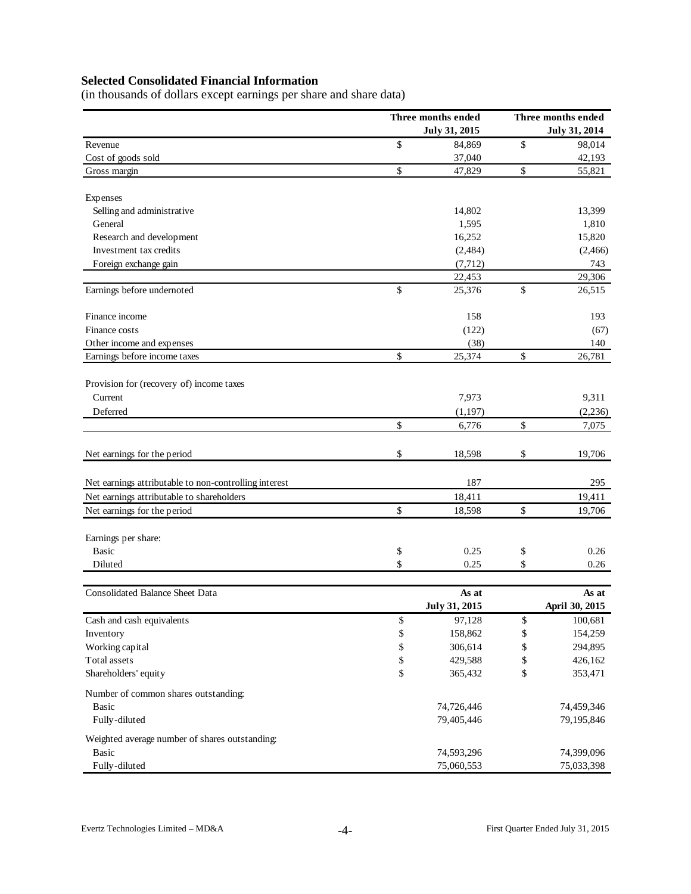## Selected Consolidated Financial Information

(in thousands of dollars except earnings per share and share data)

| | Three months ended July 31, 2015 | Three months ended July 31, 2014 |
|---|---|---|
| Revenue | $ 84,869 | $ 98,014 |
| Cost of goods sold | 37,040 | 42,193 |
| Gross margin | $ 47,829 | $ 55,821 |
| | | |
| Expenses | | |
| Selling and administrative | 14,802 | 13,399 |
| General | 1,595 | 1,810 |
| Research and development | 16,252 | 15,820 |
| Investment tax credits | (2,484) | (2,466) |
| Foreign exchange gain | (7,712) | 743 |
| | 22,453 | 29,306 |
| Earnings before undernoted | $ 25,376 | $ 26,515 |
| | | |
| Finance income | 158 | 193 |
| Finance costs | (122) | (67) |
| Other income and expenses | (38) | 140 |
| Earnings before income taxes | $ 25,374 | $ 26,781 |
| | | |
| Provision for (recovery of) income taxes | | |
| Current | 7,973 | 9,311 |
| Deferred | (1,197) | (2,236) |
| | $ 6,776 | $ 7,075 |
| | | |
| Net earnings for the period | $ 18,598 | $ 19,706 |
| | | |
| Net earnings attributable to non-controlling interest | 187 | 295 |
| Net earnings attributable to shareholders | 18,411 | 19,411 |
| Net earnings for the period | $ 18,598 | $ 19,706 |
| | | |
| Earnings per share: | | |
| Basic | $ 0.25 | $ 0.26 |
| Diluted | $ 0.25 | $ 0.26 |

| Consolidated Balance Sheet Data | As at July 31, 2015 | As at April 30, 2015 |
|---|---|---|
| Cash and cash equivalents | $ 97,128 | $ 100,681 |
| Inventory | $ 158,862 | $ 154,259 |
| Working capital | $ 306,614 | $ 294,895 |
| Total assets | $ 429,588 | $ 426,162 |
| Shareholders' equity | $ 365,432 | $ 353,471 |
| | | |
| Number of common shares outstanding: | | |
| Basic | 74,726,446 | 74,459,346 |
| Fully-diluted | 79,405,446 | 79,195,846 |
| | | |
| Weighted average number of shares outstanding: | | |
| Basic | 74,593,296 | 74,399,096 |
| Fully-diluted | 75,060,553 | 75,033,398 |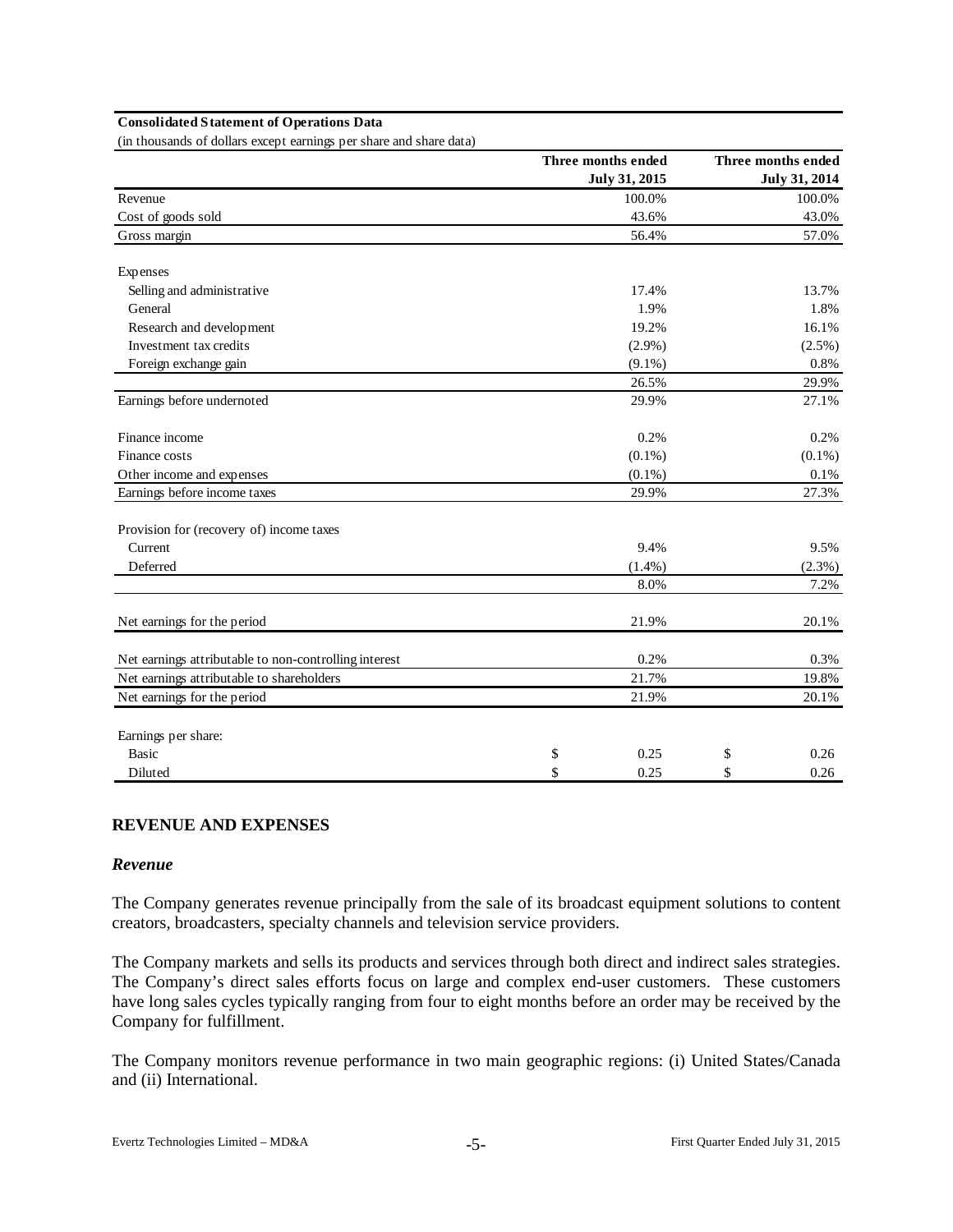**Consolidated Statement of Operations Data**

(in thousands of dollars except earnings per share and share data)

| | Three months ended July 31, 2015 | Three months ended July 31, 2014 |
|---|---|---|
| Revenue | 100.0% | 100.0% |
| Cost of goods sold | 43.6% | 43.0% |
| Gross margin | 56.4% | 57.0% |
| | | |
| Expenses | | |
| Selling and administrative | 17.4% | 13.7% |
| General | 1.9% | 1.8% |
| Research and development | 19.2% | 16.1% |
| Investment tax credits | (2.9%) | (2.5%) |
| Foreign exchange gain | (9.1%) | 0.8% |
| | 26.5% | 29.9% |
| Earnings before undernoted | 29.9% | 27.1% |
| | | |
| Finance income | 0.2% | 0.2% |
| Finance costs | (0.1%) | (0.1%) |
| Other income and expenses | (0.1%) | 0.1% |
| Earnings before income taxes | 29.9% | 27.3% |
| | | |
| Provision for (recovery of) income taxes | | |
| Current | 9.4% | 9.5% |
| Deferred | (1.4%) | (2.3%) |
| | 8.0% | 7.2% |
| | | |
| Net earnings for the period | 21.9% | 20.1% |
| | | |
| Net earnings attributable to non-controlling interest | 0.2% | 0.3% |
| Net earnings attributable to shareholders | 21.7% | 19.8% |
| Net earnings for the period | 21.9% | 20.1% |
| | | |
| Earnings per share: | | |
| Basic | $ 0.25 | $ 0.26 |
| Diluted | $ 0.25 | $ 0.26 |

## REVENUE AND EXPENSES

### *Revenue*

The Company generates revenue principally from the sale of its broadcast equipment solutions to content creators, broadcasters, specialty channels and television service providers.

The Company markets and sells its products and services through both direct and indirect sales strategies. The Company's direct sales efforts focus on large and complex end-user customers. These customers have long sales cycles typically ranging from four to eight months before an order may be received by the Company for fulfillment.

The Company monitors revenue performance in two main geographic regions: (i) United States/Canada and (ii) International.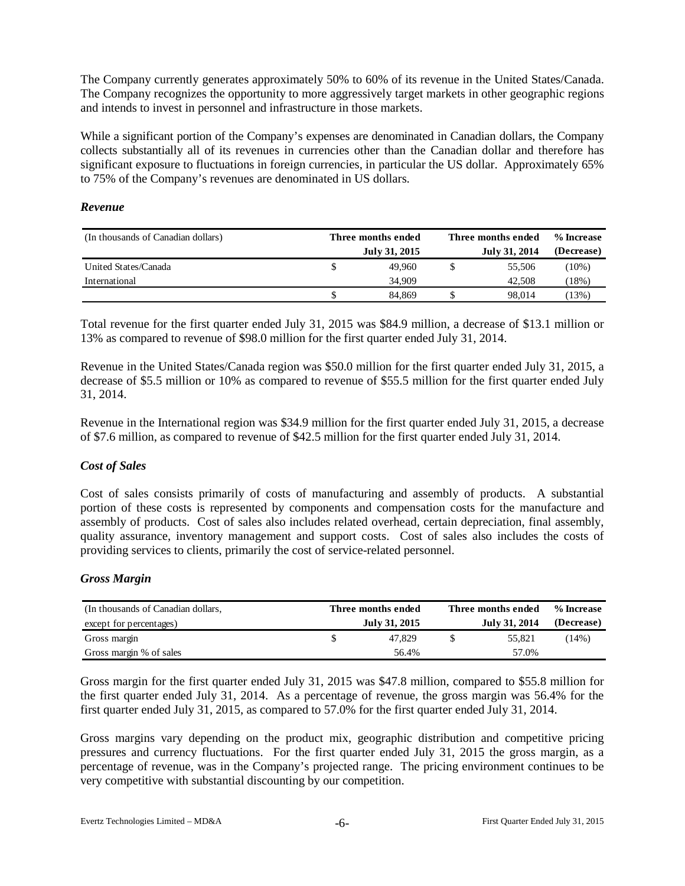The Company currently generates approximately 50% to 60% of its revenue in the United States/Canada. The Company recognizes the opportunity to more aggressively target markets in other geographic regions and intends to invest in personnel and infrastructure in those markets.

While a significant portion of the Company's expenses are denominated in Canadian dollars, the Company collects substantially all of its revenues in currencies other than the Canadian dollar and therefore has significant exposure to fluctuations in foreign currencies, in particular the US dollar. Approximately 65% to 75% of the Company's revenues are denominated in US dollars.

### *Revenue*

| (In thousands of Canadian dollars) | Three months ended July 31, 2015 | Three months ended July 31, 2014 | % Increase (Decrease) |
|---|---|---|---|
| United States/Canada | $ 49,960 | $ 55,506 | (10%) |
| International | 34,909 | 42,508 | (18%) |
| | $ 84,869 | $ 98,014 | (13%) |

Total revenue for the first quarter ended July 31, 2015 was $84.9 million, a decrease of $13.1 million or 13% as compared to revenue of $98.0 million for the first quarter ended July 31, 2014.

Revenue in the United States/Canada region was $50.0 million for the first quarter ended July 31, 2015, a decrease of $5.5 million or 10% as compared to revenue of $55.5 million for the first quarter ended July 31, 2014.

Revenue in the International region was $34.9 million for the first quarter ended July 31, 2015, a decrease of $7.6 million, as compared to revenue of $42.5 million for the first quarter ended July 31, 2014.

### *Cost of Sales*

Cost of sales consists primarily of costs of manufacturing and assembly of products. A substantial portion of these costs is represented by components and compensation costs for the manufacture and assembly of products. Cost of sales also includes related overhead, certain depreciation, final assembly, quality assurance, inventory management and support costs. Cost of sales also includes the costs of providing services to clients, primarily the cost of service-related personnel.

### *Gross Margin*

| (In thousands of Canadian dollars, except for percentages) | Three months ended July 31, 2015 | Three months ended July 31, 2014 | % Increase (Decrease) |
|---|---|---|---|
| Gross margin | $ 47,829 | $ 55,821 | (14%) |
| Gross margin % of sales | 56.4% | 57.0% | |

Gross margin for the first quarter ended July 31, 2015 was $47.8 million, compared to $55.8 million for the first quarter ended July 31, 2014. As a percentage of revenue, the gross margin was 56.4% for the first quarter ended July 31, 2015, as compared to 57.0% for the first quarter ended July 31, 2014.

Gross margins vary depending on the product mix, geographic distribution and competitive pricing pressures and currency fluctuations. For the first quarter ended July 31, 2015 the gross margin, as a percentage of revenue, was in the Company's projected range. The pricing environment continues to be very competitive with substantial discounting by our competition.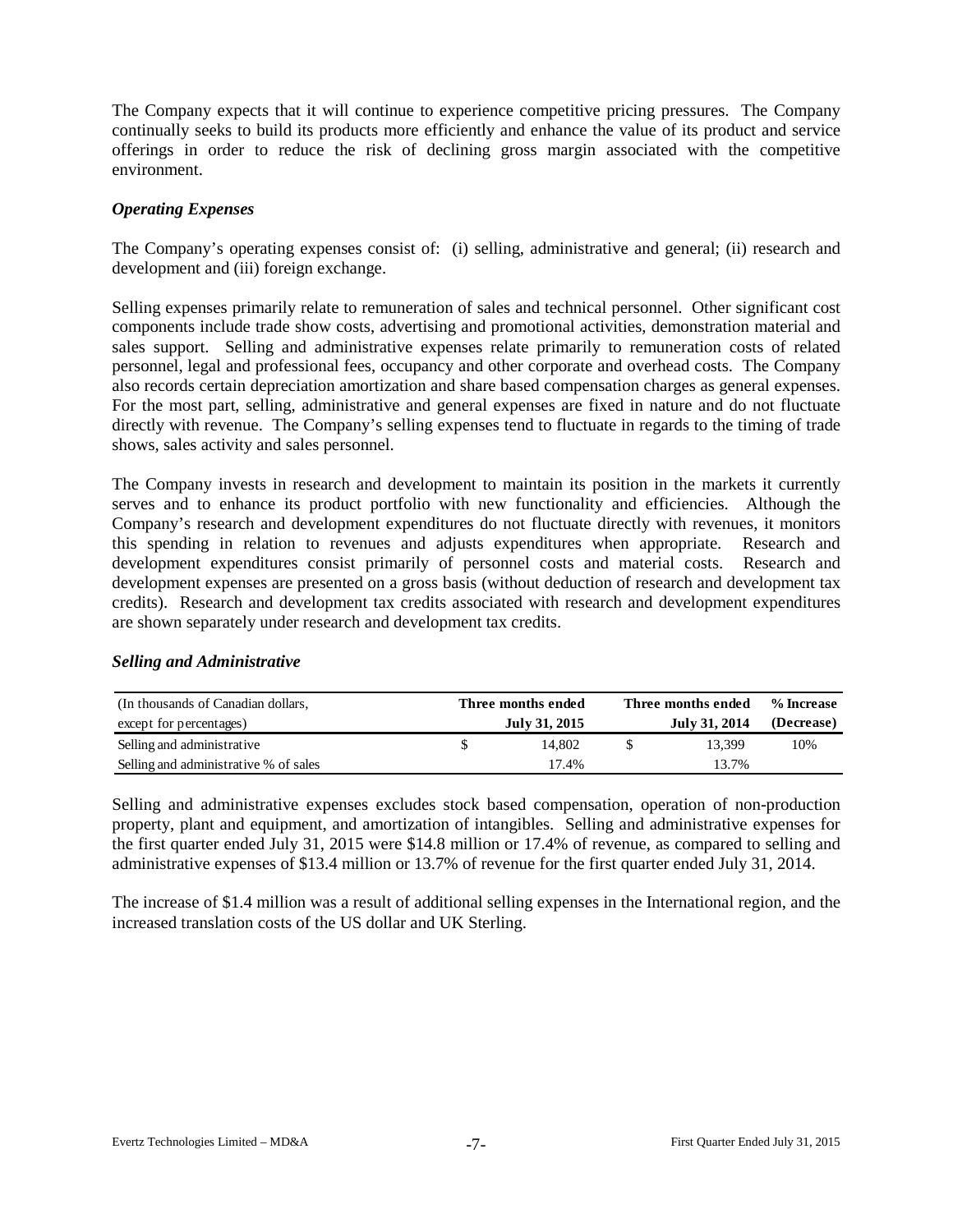The Company expects that it will continue to experience competitive pricing pressures. The Company continually seeks to build its products more efficiently and enhance the value of its product and service offerings in order to reduce the risk of declining gross margin associated with the competitive environment.

### *Operating Expenses*

The Company's operating expenses consist of: (i) selling, administrative and general; (ii) research and development and (iii) foreign exchange.

Selling expenses primarily relate to remuneration of sales and technical personnel. Other significant cost components include trade show costs, advertising and promotional activities, demonstration material and sales support. Selling and administrative expenses relate primarily to remuneration costs of related personnel, legal and professional fees, occupancy and other corporate and overhead costs. The Company also records certain depreciation amortization and share based compensation charges as general expenses. For the most part, selling, administrative and general expenses are fixed in nature and do not fluctuate directly with revenue. The Company's selling expenses tend to fluctuate in regards to the timing of trade shows, sales activity and sales personnel.

The Company invests in research and development to maintain its position in the markets it currently serves and to enhance its product portfolio with new functionality and efficiencies. Although the Company's research and development expenditures do not fluctuate directly with revenues, it monitors this spending in relation to revenues and adjusts expenditures when appropriate. Research and development expenditures consist primarily of personnel costs and material costs. Research and development expenses are presented on a gross basis (without deduction of research and development tax credits). Research and development tax credits associated with research and development expenditures are shown separately under research and development tax credits.

### *Selling and Administrative*

| (In thousands of Canadian dollars, except for percentages) | Three months ended July 31, 2015 | Three months ended July 31, 2014 | % Increase (Decrease) |
|---|---|---|---|
| Selling and administrative | $ 14,802 | $ 13,399 | 10% |
| Selling and administrative % of sales | 17.4% | 13.7% | |

Selling and administrative expenses excludes stock based compensation, operation of non-production property, plant and equipment, and amortization of intangibles. Selling and administrative expenses for the first quarter ended July 31, 2015 were $14.8 million or 17.4% of revenue, as compared to selling and administrative expenses of $13.4 million or 13.7% of revenue for the first quarter ended July 31, 2014.

The increase of $1.4 million was a result of additional selling expenses in the International region, and the increased translation costs of the US dollar and UK Sterling.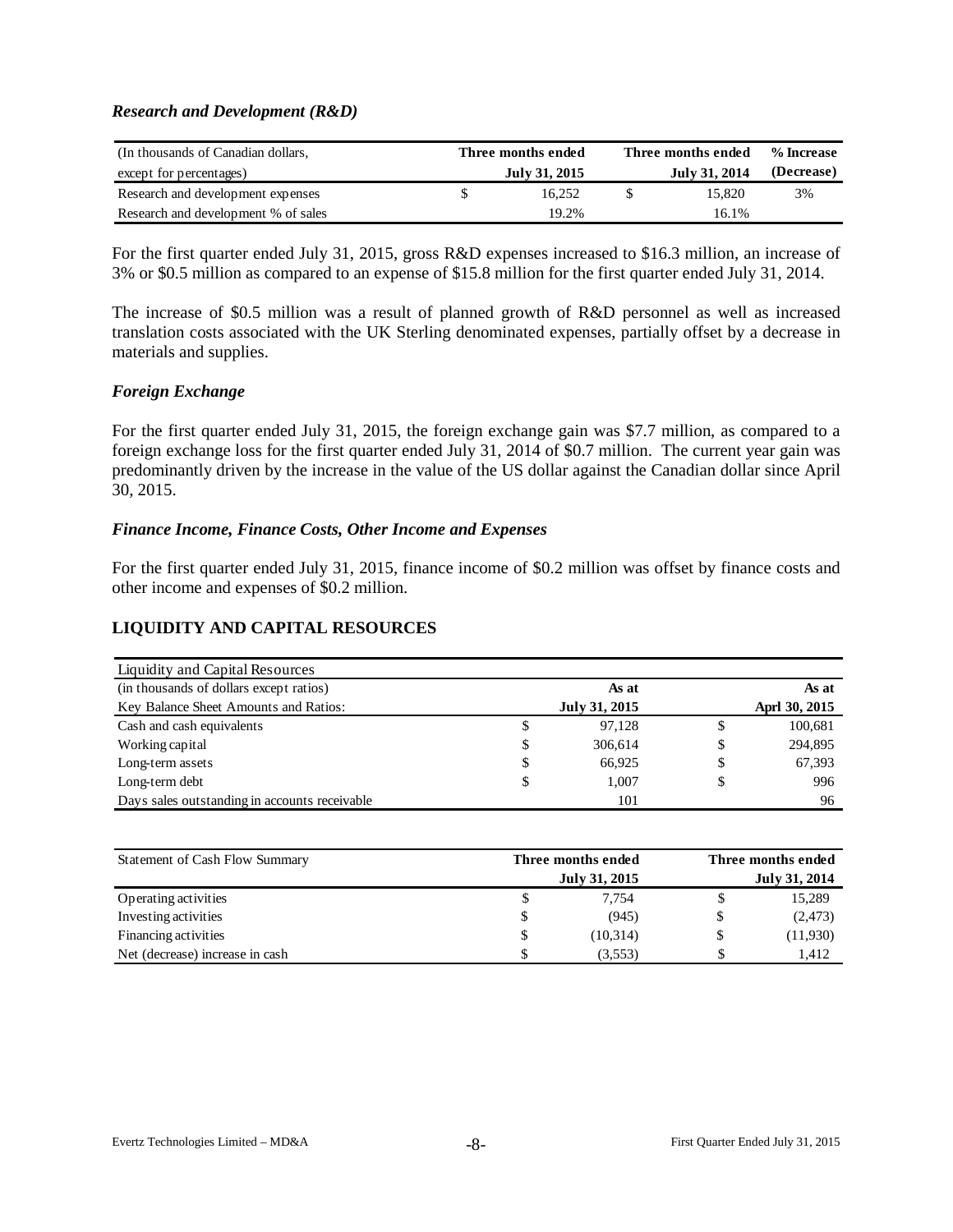### *Research and Development (R&D)*

| (In thousands of Canadian dollars, except for percentages) | Three months ended July 31, 2015 | Three months ended July 31, 2014 | % Increase (Decrease) |
|---|---|---|---|
| Research and development expenses | $ 16,252 | $ 15,820 | 3% |
| Research and development % of sales | 19.2% | 16.1% | |

For the first quarter ended July 31, 2015, gross R&D expenses increased to $16.3 million, an increase of 3% or $0.5 million as compared to an expense of $15.8 million for the first quarter ended July 31, 2014.

The increase of $0.5 million was a result of planned growth of R&D personnel as well as increased translation costs associated with the UK Sterling denominated expenses, partially offset by a decrease in materials and supplies.

### *Foreign Exchange*

For the first quarter ended July 31, 2015, the foreign exchange gain was $7.7 million, as compared to a foreign exchange loss for the first quarter ended July 31, 2014 of $0.7 million. The current year gain was predominantly driven by the increase in the value of the US dollar against the Canadian dollar since April 30, 2015.

### *Finance Income, Finance Costs, Other Income and Expenses*

For the first quarter ended July 31, 2015, finance income of $0.2 million was offset by finance costs and other income and expenses of $0.2 million.

## LIQUIDITY AND CAPITAL RESOURCES

| Liquidity and Capital Resources | | |
|---|---|---|
| (in thousands of dollars except ratios) | As at | As at |
| Key Balance Sheet Amounts and Ratios: | July 31, 2015 | Aprl 30, 2015 |
| Cash and cash equivalents | $ 97,128 | $ 100,681 |
| Working capital | $ 306,614 | $ 294,895 |
| Long-term assets | $ 66,925 | $ 67,393 |
| Long-term debt | $ 1,007 | $ 996 |
| Days sales outstanding in accounts receivable | 101 | 96 |

| Statement of Cash Flow Summary | Three months ended July 31, 2015 | Three months ended July 31, 2014 |
|---|---|---|
| Operating activities | $ 7,754 | $ 15,289 |
| Investing activities | $ (945) | $ (2,473) |
| Financing activities | $ (10,314) | $ (11,930) |
| Net (decrease) increase in cash | $ (3,553) | $ 1,412 |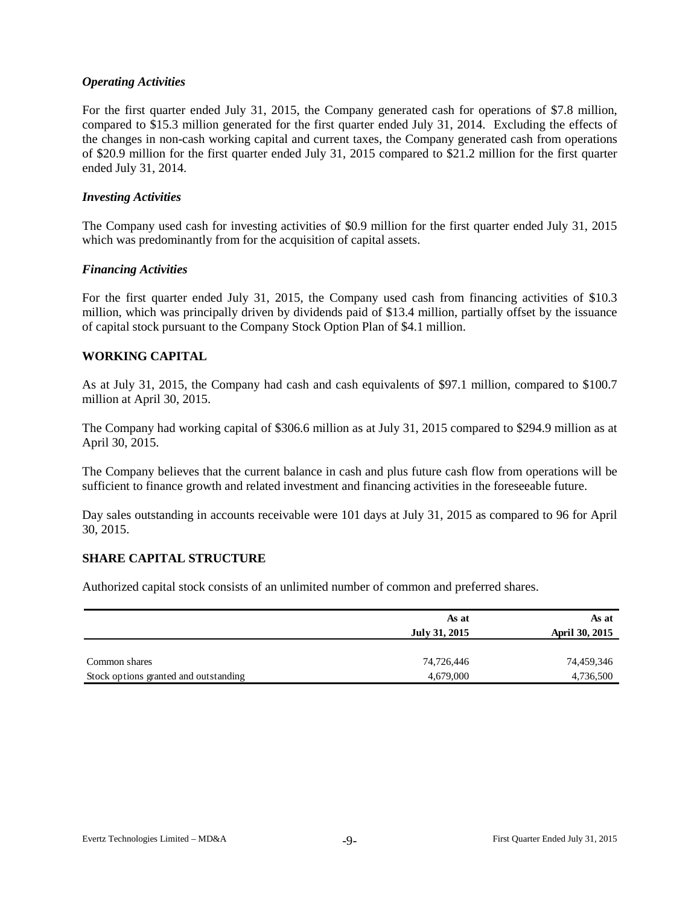### *Operating Activities*

For the first quarter ended July 31, 2015, the Company generated cash for operations of $7.8 million, compared to $15.3 million generated for the first quarter ended July 31, 2014. Excluding the effects of the changes in non-cash working capital and current taxes, the Company generated cash from operations of $20.9 million for the first quarter ended July 31, 2015 compared to $21.2 million for the first quarter ended July 31, 2014.

### *Investing Activities*

The Company used cash for investing activities of $0.9 million for the first quarter ended July 31, 2015 which was predominantly from for the acquisition of capital assets.

### *Financing Activities*

For the first quarter ended July 31, 2015, the Company used cash from financing activities of $10.3 million, which was principally driven by dividends paid of $13.4 million, partially offset by the issuance of capital stock pursuant to the Company Stock Option Plan of $4.1 million.

## WORKING CAPITAL

As at July 31, 2015, the Company had cash and cash equivalents of $97.1 million, compared to $100.7 million at April 30, 2015.

The Company had working capital of $306.6 million as at July 31, 2015 compared to $294.9 million as at April 30, 2015.

The Company believes that the current balance in cash and plus future cash flow from operations will be sufficient to finance growth and related investment and financing activities in the foreseeable future.

Day sales outstanding in accounts receivable were 101 days at July 31, 2015 as compared to 96 for April 30, 2015.

## SHARE CAPITAL STRUCTURE

Authorized capital stock consists of an unlimited number of common and preferred shares.

| | As at July 31, 2015 | As at April 30, 2015 |
|---|---|---|
| Common shares | 74,726,446 | 74,459,346 |
| Stock options granted and outstanding | 4,679,000 | 4,736,500 |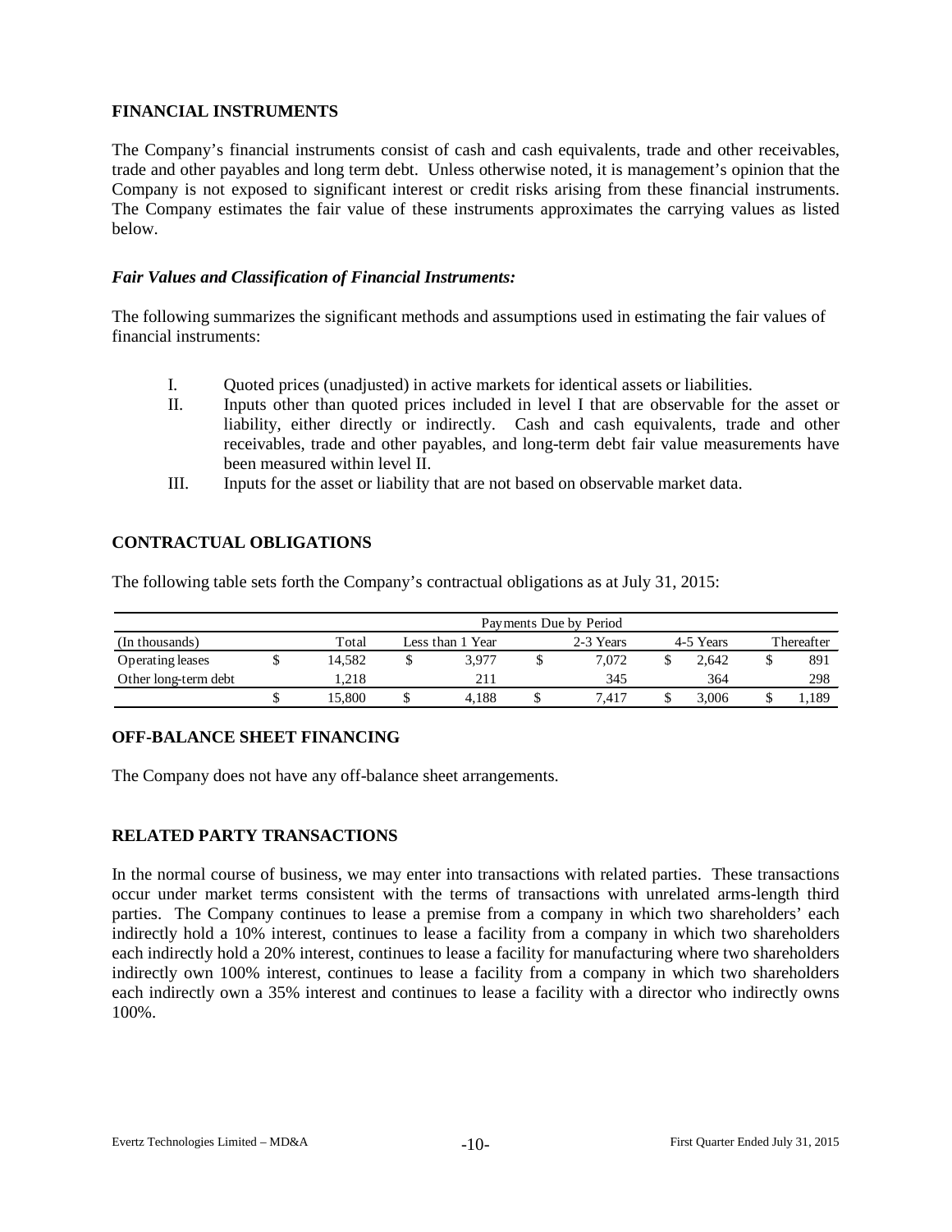## FINANCIAL INSTRUMENTS

The Company's financial instruments consist of cash and cash equivalents, trade and other receivables, trade and other payables and long term debt. Unless otherwise noted, it is management's opinion that the Company is not exposed to significant interest or credit risks arising from these financial instruments. The Company estimates the fair value of these instruments approximates the carrying values as listed below.

### *Fair Values and Classification of Financial Instruments:*

The following summarizes the significant methods and assumptions used in estimating the fair values of financial instruments:

I. Quoted prices (unadjusted) in active markets for identical assets or liabilities.
II. Inputs other than quoted prices included in level I that are observable for the asset or liability, either directly or indirectly. Cash and cash equivalents, trade and other receivables, trade and other payables, and long-term debt fair value measurements have been measured within level II.
III. Inputs for the asset or liability that are not based on observable market data.

## CONTRACTUAL OBLIGATIONS

The following table sets forth the Company's contractual obligations as at July 31, 2015:

| | Payments Due by Period | | | | |
|---|---|---|---|---|---|
| (In thousands) | Total | Less than 1 Year | 2-3 Years | 4-5 Years | Thereafter |
| Operating leases | $ 14,582 | $ 3,977 | $ 7,072 | $ 2,642 | $ 891 |
| Other long-term debt | 1,218 | 211 | 345 | 364 | 298 |
| | $ 15,800 | $ 4,188 | $ 7,417 | $ 3,006 | $ 1,189 |

## OFF-BALANCE SHEET FINANCING

The Company does not have any off-balance sheet arrangements.

## RELATED PARTY TRANSACTIONS

In the normal course of business, we may enter into transactions with related parties. These transactions occur under market terms consistent with the terms of transactions with unrelated arms-length third parties. The Company continues to lease a premise from a company in which two shareholders' each indirectly hold a 10% interest, continues to lease a facility from a company in which two shareholders each indirectly hold a 20% interest, continues to lease a facility for manufacturing where two shareholders indirectly own 100% interest, continues to lease a facility from a company in which two shareholders each indirectly own a 35% interest and continues to lease a facility with a director who indirectly owns 100%.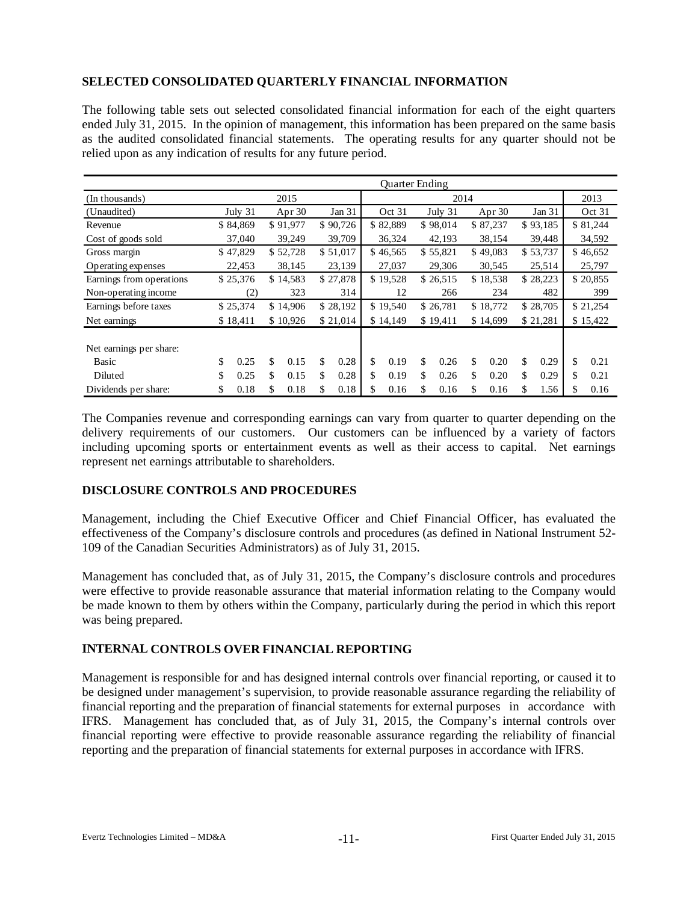## SELECTED CONSOLIDATED QUARTERLY FINANCIAL INFORMATION

The following table sets out selected consolidated financial information for each of the eight quarters ended July 31, 2015. In the opinion of management, this information has been prepared on the same basis as the audited consolidated financial statements. The operating results for any quarter should not be relied upon as any indication of results for any future period.

| | Quarter Ending | | | | | | | |
|---|---|---|---|---|---|---|---|---|
| (In thousands) | 2015 | | | 2014 | | | | 2013 |
| (Unaudited) | July 31 | Apr 30 | Jan 31 | Oct 31 | July 31 | Apr 30 | Jan 31 | Oct 31 |
| Revenue | $ 84,869 | $ 91,977 | $ 90,726 | $ 82,889 | $ 98,014 | $ 87,237 | $ 93,185 | $ 81,244 |
| Cost of goods sold | 37,040 | 39,249 | 39,709 | 36,324 | 42,193 | 38,154 | 39,448 | 34,592 |
| Gross margin | $ 47,829 | $ 52,728 | $ 51,017 | $ 46,565 | $ 55,821 | $ 49,083 | $ 53,737 | $ 46,652 |
| Operating expenses | 22,453 | 38,145 | 23,139 | 27,037 | 29,306 | 30,545 | 25,514 | 25,797 |
| Earnings from operations | $ 25,376 | $ 14,583 | $ 27,878 | $ 19,528 | $ 26,515 | $ 18,538 | $ 28,223 | $ 20,855 |
| Non-operating income | (2) | 323 | 314 | 12 | 266 | 234 | 482 | 399 |
| Earnings before taxes | $ 25,374 | $ 14,906 | $ 28,192 | $ 19,540 | $ 26,781 | $ 18,772 | $ 28,705 | $ 21,254 |
| Net earnings | $ 18,411 | $ 10,926 | $ 21,014 | $ 14,149 | $ 19,411 | $ 14,699 | $ 21,281 | $ 15,422 |
| Net earnings per share: | | | | | | | | |
| Basic | $ 0.25 | $ 0.15 | $ 0.28 | $ 0.19 | $ 0.26 | $ 0.20 | $ 0.29 | $ 0.21 |
| Diluted | $ 0.25 | $ 0.15 | $ 0.28 | $ 0.19 | $ 0.26 | $ 0.20 | $ 0.29 | $ 0.21 |
| Dividends per share: | $ 0.18 | $ 0.18 | $ 0.18 | $ 0.16 | $ 0.16 | $ 0.16 | $ 1.56 | $ 0.16 |

The Companies revenue and corresponding earnings can vary from quarter to quarter depending on the delivery requirements of our customers. Our customers can be influenced by a variety of factors including upcoming sports or entertainment events as well as their access to capital. Net earnings represent net earnings attributable to shareholders.

## DISCLOSURE CONTROLS AND PROCEDURES

Management, including the Chief Executive Officer and Chief Financial Officer, has evaluated the effectiveness of the Company's disclosure controls and procedures (as defined in National Instrument 52-109 of the Canadian Securities Administrators) as of July 31, 2015.

Management has concluded that, as of July 31, 2015, the Company's disclosure controls and procedures were effective to provide reasonable assurance that material information relating to the Company would be made known to them by others within the Company, particularly during the period in which this report was being prepared.

## INTERNAL CONTROLS OVER FINANCIAL REPORTING

Management is responsible for and has designed internal controls over financial reporting, or caused it to be designed under management's supervision, to provide reasonable assurance regarding the reliability of financial reporting and the preparation of financial statements for external purposes in accordance with IFRS. Management has concluded that, as of July 31, 2015, the Company's internal controls over financial reporting were effective to provide reasonable assurance regarding the reliability of financial reporting and the preparation of financial statements for external purposes in accordance with IFRS.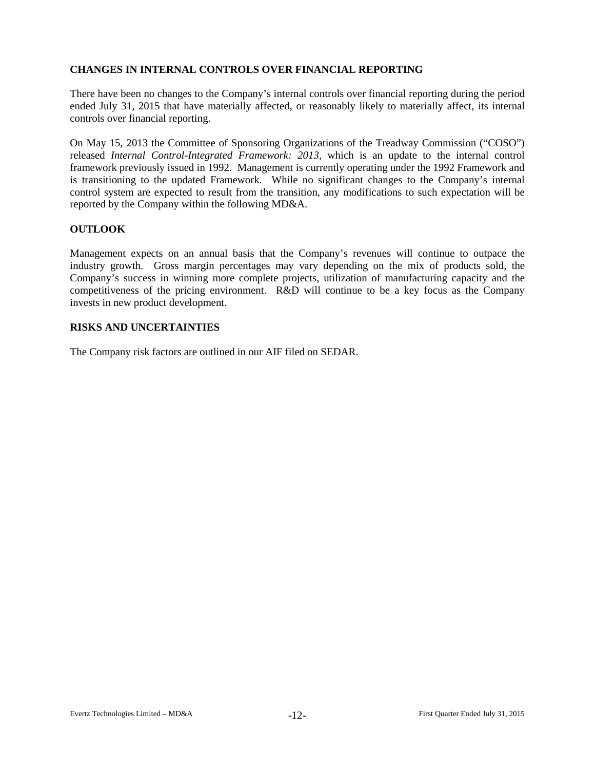## CHANGES IN INTERNAL CONTROLS OVER FINANCIAL REPORTING

There have been no changes to the Company's internal controls over financial reporting during the period ended July 31, 2015 that have materially affected, or reasonably likely to materially affect, its internal controls over financial reporting.

On May 15, 2013 the Committee of Sponsoring Organizations of the Treadway Commission ("COSO") released *Internal Control-Integrated Framework: 2013*, which is an update to the internal control framework previously issued in 1992. Management is currently operating under the 1992 Framework and is transitioning to the updated Framework. While no significant changes to the Company's internal control system are expected to result from the transition, any modifications to such expectation will be reported by the Company within the following MD&A.

## OUTLOOK

Management expects on an annual basis that the Company's revenues will continue to outpace the industry growth. Gross margin percentages may vary depending on the mix of products sold, the Company's success in winning more complete projects, utilization of manufacturing capacity and the competitiveness of the pricing environment. R&D will continue to be a key focus as the Company invests in new product development.

## RISKS AND UNCERTAINTIES

The Company risk factors are outlined in our AIF filed on SEDAR.